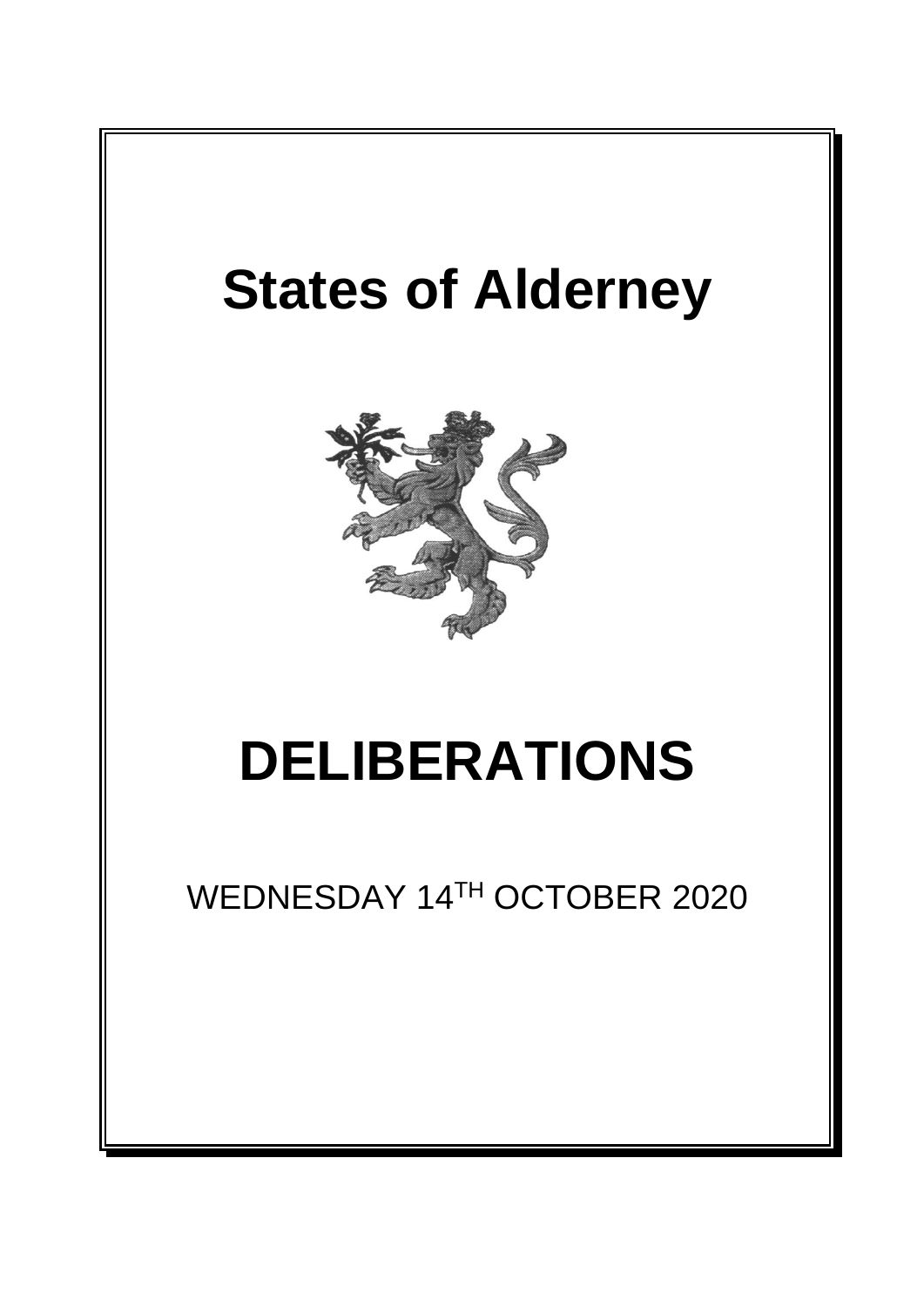# States of Alderney

# DELIBERATIONS

WEDNESDAY 14TH OCTOBER 2020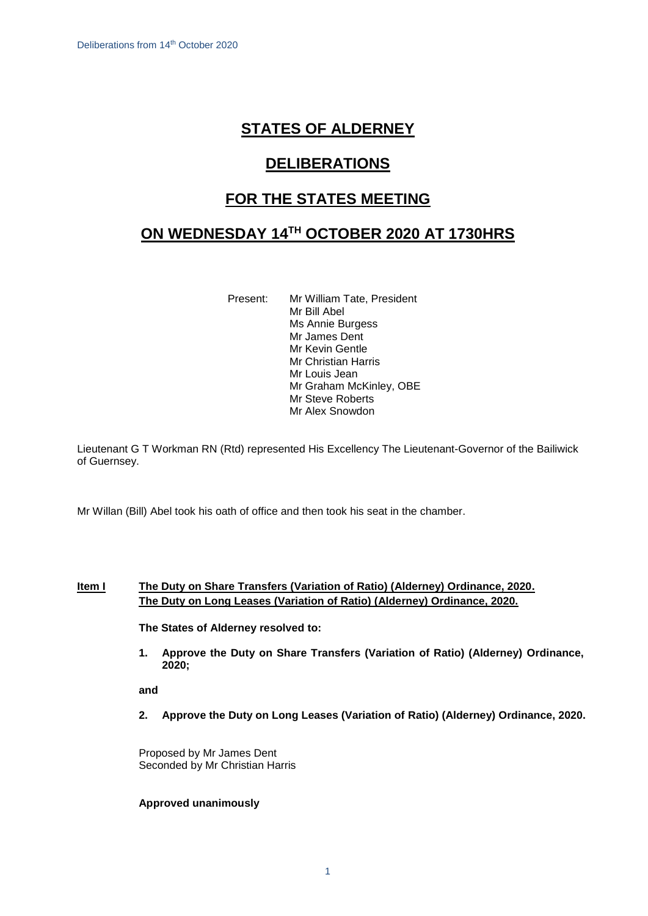# STATES OF ALDERNEY

# DELIBERATIONS

# FOR THE STATES MEETING

# ON WEDNESDAY 14TH OCTOBER 2020 AT 1730HRS

Present: Mr William Tate, President
Mr Bill Abel
Ms Annie Burgess
Mr James Dent
Mr Kevin Gentle
Mr Christian Harris
Mr Louis Jean
Mr Graham McKinley, OBE
Mr Steve Roberts
Mr Alex Snowdon

Lieutenant G T Workman RN (Rtd) represented His Excellency The Lieutenant-Governor of the Bailiwick of Guernsey.

Mr Willan (Bill) Abel took his oath of office and then took his seat in the chamber.

**Item I The Duty on Share Transfers (Variation of Ratio) (Alderney) Ordinance, 2020. The Duty on Long Leases (Variation of Ratio) (Alderney) Ordinance, 2020.**

**The States of Alderney resolved to:**

1. **Approve the Duty on Share Transfers (Variation of Ratio) (Alderney) Ordinance, 2020;**

**and**

2. **Approve the Duty on Long Leases (Variation of Ratio) (Alderney) Ordinance, 2020.**

Proposed by Mr James Dent
Seconded by Mr Christian Harris

**Approved unanimously**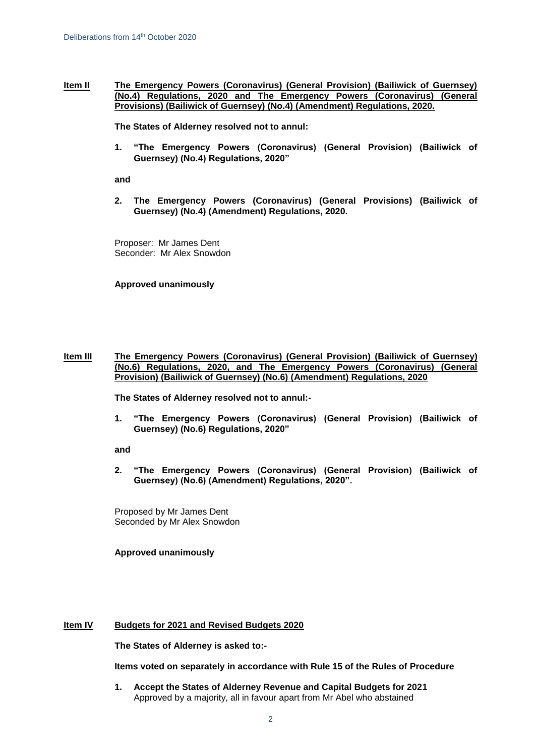**Item II** **The Emergency Powers (Coronavirus) (General Provision) (Bailiwick of Guernsey) (No.4) Regulations, 2020 and The Emergency Powers (Coronavirus) (General Provisions) (Bailiwick of Guernsey) (No.4) (Amendment) Regulations, 2020.**

**The States of Alderney resolved not to annul:**

1. **"The Emergency Powers (Coronavirus) (General Provision) (Bailiwick of Guernsey) (No.4) Regulations, 2020"**

**and**

2. **The Emergency Powers (Coronavirus) (General Provisions) (Bailiwick of Guernsey) (No.4) (Amendment) Regulations, 2020.**

Proposer: Mr James Dent
Seconder: Mr Alex Snowdon

**Approved unanimously**

**Item III** **The Emergency Powers (Coronavirus) (General Provision) (Bailiwick of Guernsey) (No.6) Regulations, 2020, and The Emergency Powers (Coronavirus) (General Provision) (Bailiwick of Guernsey) (No.6) (Amendment) Regulations, 2020**

**The States of Alderney resolved not to annul:-**

1. **"The Emergency Powers (Coronavirus) (General Provision) (Bailiwick of Guernsey) (No.6) Regulations, 2020"**

**and**

2. **"The Emergency Powers (Coronavirus) (General Provision) (Bailiwick of Guernsey) (No.6) (Amendment) Regulations, 2020".**

Proposed by Mr James Dent
Seconded by Mr Alex Snowdon

**Approved unanimously**

**Item IV** **Budgets for 2021 and Revised Budgets 2020**

**The States of Alderney is asked to:-**

**Items voted on separately in accordance with Rule 15 of the Rules of Procedure**

1. **Accept the States of Alderney Revenue and Capital Budgets for 2021**
   Approved by a majority, all in favour apart from Mr Abel who abstained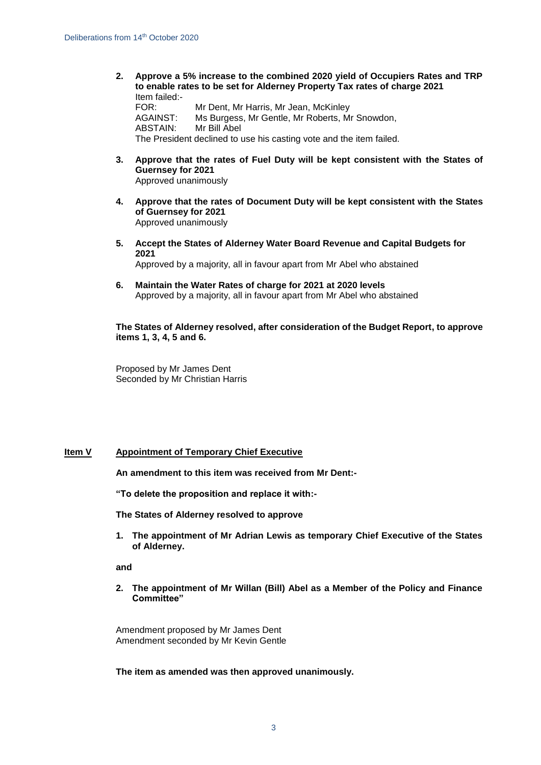2. **Approve a 5% increase to the combined 2020 yield of Occupiers Rates and TRP to enable rates to be set for Alderney Property Tax rates of charge 2021**
   Item failed:-
   FOR: Mr Dent, Mr Harris, Mr Jean, McKinley
   AGAINST: Ms Burgess, Mr Gentle, Mr Roberts, Mr Snowdon,
   ABSTAIN: Mr Bill Abel
   The President declined to use his casting vote and the item failed.

3. **Approve that the rates of Fuel Duty will be kept consistent with the States of Guernsey for 2021**
   Approved unanimously

4. **Approve that the rates of Document Duty will be kept consistent with the States of Guernsey for 2021**
   Approved unanimously

5. **Accept the States of Alderney Water Board Revenue and Capital Budgets for 2021**
   Approved by a majority, all in favour apart from Mr Abel who abstained

6. **Maintain the Water Rates of charge for 2021 at 2020 levels**
   Approved by a majority, all in favour apart from Mr Abel who abstained

**The States of Alderney resolved, after consideration of the Budget Report, to approve items 1, 3, 4, 5 and 6.**

Proposed by Mr James Dent
Seconded by Mr Christian Harris

## Item V Appointment of Temporary Chief Executive

**An amendment to this item was received from Mr Dent:-**

**"To delete the proposition and replace it with:-**

**The States of Alderney resolved to approve**

1. **The appointment of Mr Adrian Lewis as temporary Chief Executive of the States of Alderney.**

**and**

2. **The appointment of Mr Willan (Bill) Abel as a Member of the Policy and Finance Committee"**

Amendment proposed by Mr James Dent
Amendment seconded by Mr Kevin Gentle

**The item as amended was then approved unanimously.**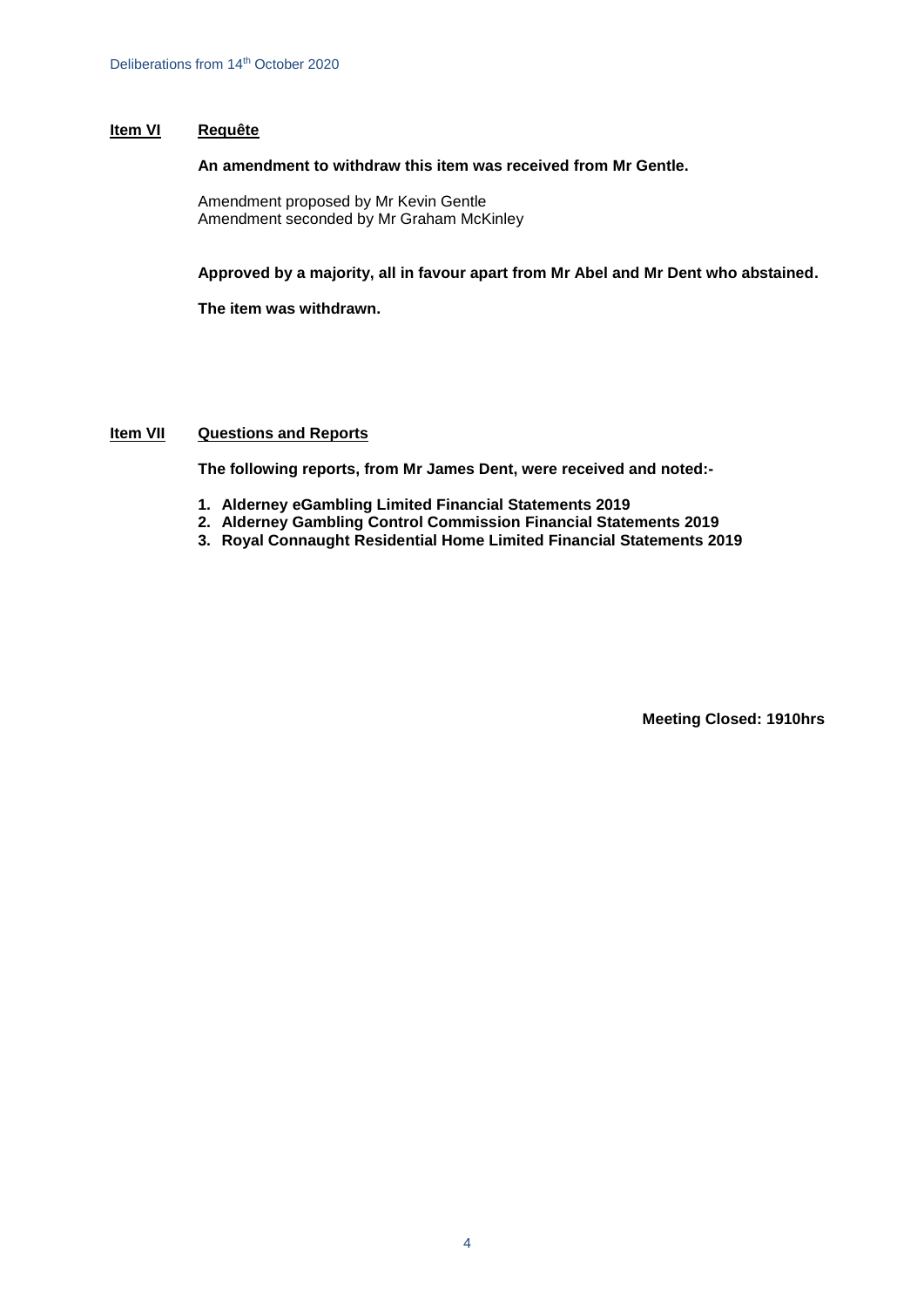**Item VI** **Requête**

**An amendment to withdraw this item was received from Mr Gentle.**

Amendment proposed by Mr Kevin Gentle
Amendment seconded by Mr Graham McKinley

**Approved by a majority, all in favour apart from Mr Abel and Mr Dent who abstained.**

**The item was withdrawn.**

**Item VII** **Questions and Reports**

**The following reports, from Mr James Dent, were received and noted:-**

1. **Alderney eGambling Limited Financial Statements 2019**
2. **Alderney Gambling Control Commission Financial Statements 2019**
3. **Royal Connaught Residential Home Limited Financial Statements 2019**

**Meeting Closed: 1910hrs**